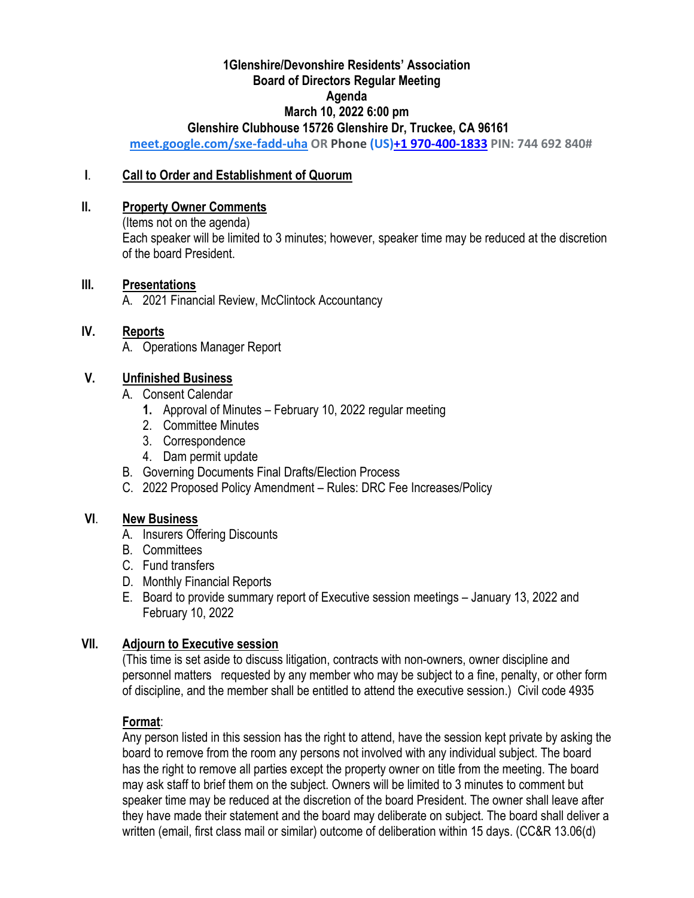# 1Glenshire/Devonshire Residents' Association
## Board of Directors Regular Meeting
## Agenda
## March 10, 2022 6:00 pm
## Glenshire Clubhouse 15726 Glenshire Dr, Truckee, CA 96161

**meet.google.com/sxe-fadd-uha OR Phone (US)+1 970-400-1833 PIN: 744 692 840#**

**I. Call to Order and Establishment of Quorum**

**II. Property Owner Comments**

(Items not on the agenda)
Each speaker will be limited to 3 minutes; however, speaker time may be reduced at the discretion of the board President.

**III. Presentations**

A. 2021 Financial Review, McClintock Accountancy

**IV. Reports**

A. Operations Manager Report

**V. Unfinished Business**

A. Consent Calendar
   1. Approval of Minutes – February 10, 2022 regular meeting
   2. Committee Minutes
   3. Correspondence
   4. Dam permit update

B. Governing Documents Final Drafts/Election Process

C. 2022 Proposed Policy Amendment – Rules: DRC Fee Increases/Policy

**VI. New Business**

A. Insurers Offering Discounts

B. Committees

C. Fund transfers

D. Monthly Financial Reports

E. Board to provide summary report of Executive session meetings – January 13, 2022 and February 10, 2022

**VII. Adjourn to Executive session**

(This time is set aside to discuss litigation, contracts with non-owners, owner discipline and personnel matters requested by any member who may be subject to a fine, penalty, or other form of discipline, and the member shall be entitled to attend the executive session.) Civil code 4935

**Format**:

Any person listed in this session has the right to attend, have the session kept private by asking the board to remove from the room any persons not involved with any individual subject. The board has the right to remove all parties except the property owner on title from the meeting. The board may ask staff to brief them on the subject. Owners will be limited to 3 minutes to comment but speaker time may be reduced at the discretion of the board President. The owner shall leave after they have made their statement and the board may deliberate on subject. The board shall deliver a written (email, first class mail or similar) outcome of deliberation within 15 days. (CC&R 13.06(d)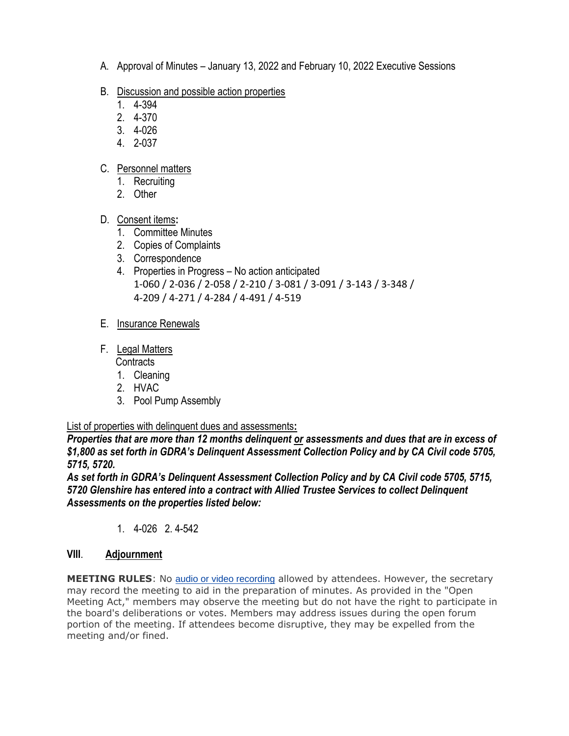A. Approval of Minutes – January 13, 2022 and February 10, 2022 Executive Sessions

B. <u>Discussion and possible action properties</u>
   1. 4-394
   2. 4-370
   3. 4-026
   4. 2-037

C. <u>Personnel matters</u>
   1. Recruiting
   2. Other

D. <u>Consent items</u>**:**
   1. Committee Minutes
   2. Copies of Complaints
   3. Correspondence
   4. Properties in Progress – No action anticipated
      1-060 / 2-036 / 2-058 / 2-210 / 3-081 / 3-091 / 3-143 / 3-348 / 4-209 / 4-271 / 4-284 / 4-491 / 4-519

E. <u>Insurance Renewals</u>

F. <u>Legal Matters</u>
   Contracts
   1. Cleaning
   2. HVAC
   3. Pool Pump Assembly

<u>List of properties with delinquent dues and assessments</u>**:**

***Properties that are more than 12 months delinquent <u>or</u> assessments and dues that are in excess of $1,800 as set forth in GDRA's Delinquent Assessment Collection Policy and by CA Civil code 5705, 5715, 5720.***

***As set forth in GDRA's Delinquent Assessment Collection Policy and by CA Civil code 5705, 5715, 5720 Glenshire has entered into a contract with Allied Trustee Services to collect Delinquent Assessments on the properties listed below:***

1. 4-026 2. 4-542

## VIII. <u>Adjournment</u>

**MEETING RULES**: No audio or video recording allowed by attendees. However, the secretary may record the meeting to aid in the preparation of minutes. As provided in the "Open Meeting Act," members may observe the meeting but do not have the right to participate in the board's deliberations or votes. Members may address issues during the open forum portion of the meeting. If attendees become disruptive, they may be expelled from the meeting and/or fined.